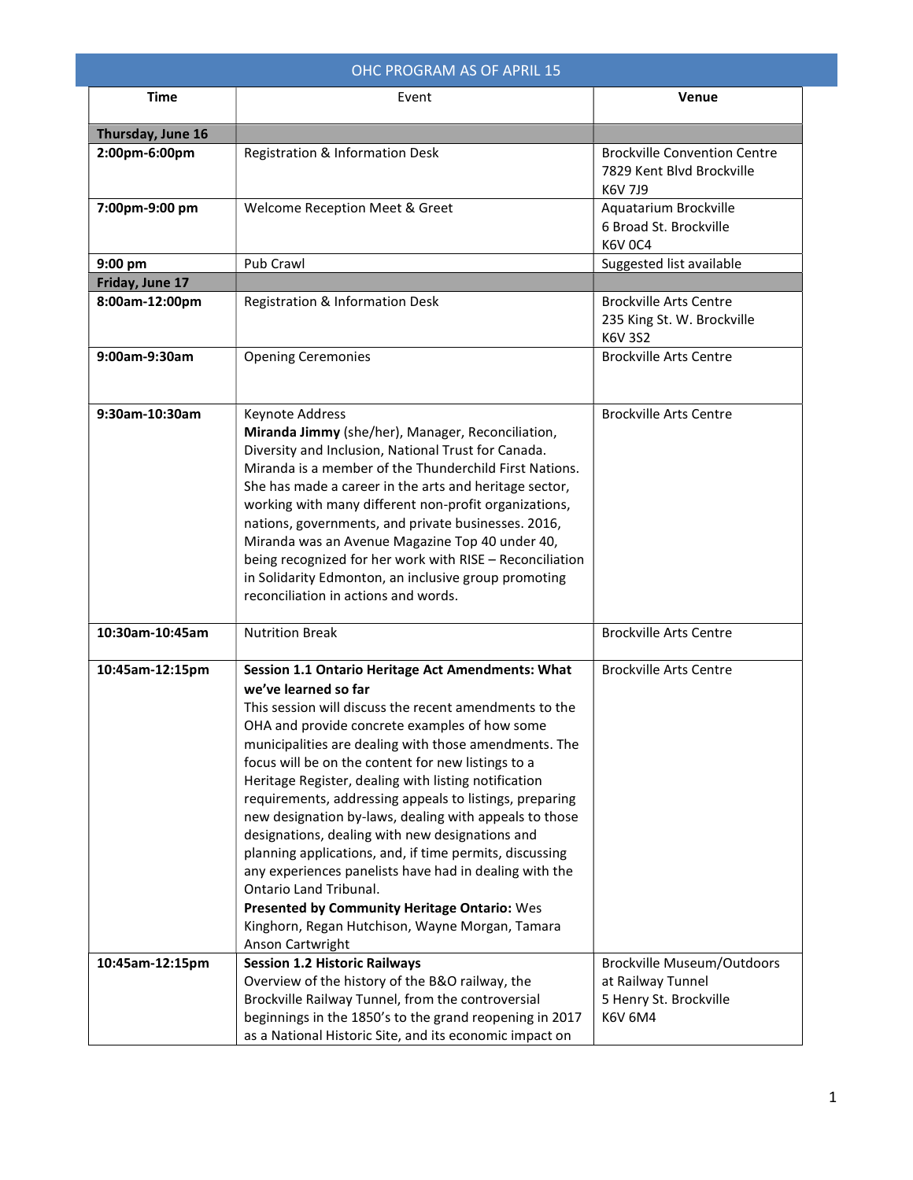## OHC PROGRAM AS OF APRIL 15

| Time | Event | Venue |
|---|---|---|
| **Thursday, June 16** | | |
| **2:00pm-6:00pm** | Registration & Information Desk | Brockville Convention Centre 7829 Kent Blvd Brockville K6V 7J9 |
| **7:00pm-9:00 pm** | Welcome Reception Meet & Greet | Aquatarium Brockville 6 Broad St. Brockville K6V 0C4 |
| **9:00 pm** | Pub Crawl | Suggested list available |
| **Friday, June 17** | | |
| **8:00am-12:00pm** | Registration & Information Desk | Brockville Arts Centre 235 King St. W. Brockville K6V 3S2 |
| **9:00am-9:30am** | Opening Ceremonies | Brockville Arts Centre |
| **9:30am-10:30am** | Keynote Address **Miranda Jimmy** (she/her), Manager, Reconciliation, Diversity and Inclusion, National Trust for Canada. Miranda is a member of the Thunderchild First Nations. She has made a career in the arts and heritage sector, working with many different non-profit organizations, nations, governments, and private businesses. 2016, Miranda was an Avenue Magazine Top 40 under 40, being recognized for her work with RISE – Reconciliation in Solidarity Edmonton, an inclusive group promoting reconciliation in actions and words. | Brockville Arts Centre |
| **10:30am-10:45am** | Nutrition Break | Brockville Arts Centre |
| **10:45am-12:15pm** | **Session 1.1 Ontario Heritage Act Amendments: What we've learned so far** This session will discuss the recent amendments to the OHA and provide concrete examples of how some municipalities are dealing with those amendments. The focus will be on the content for new listings to a Heritage Register, dealing with listing notification requirements, addressing appeals to listings, preparing new designation by-laws, dealing with appeals to those designations, dealing with new designations and planning applications, and, if time permits, discussing any experiences panelists have had in dealing with the Ontario Land Tribunal. **Presented by Community Heritage Ontario:** Wes Kinghorn, Regan Hutchison, Wayne Morgan, Tamara Anson Cartwright | Brockville Arts Centre |
| **10:45am-12:15pm** | **Session 1.2 Historic Railways** Overview of the history of the B&O railway, the Brockville Railway Tunnel, from the controversial beginnings in the 1850's to the grand reopening in 2017 as a National Historic Site, and its economic impact on | Brockville Museum/Outdoors at Railway Tunnel 5 Henry St. Brockville K6V 6M4 |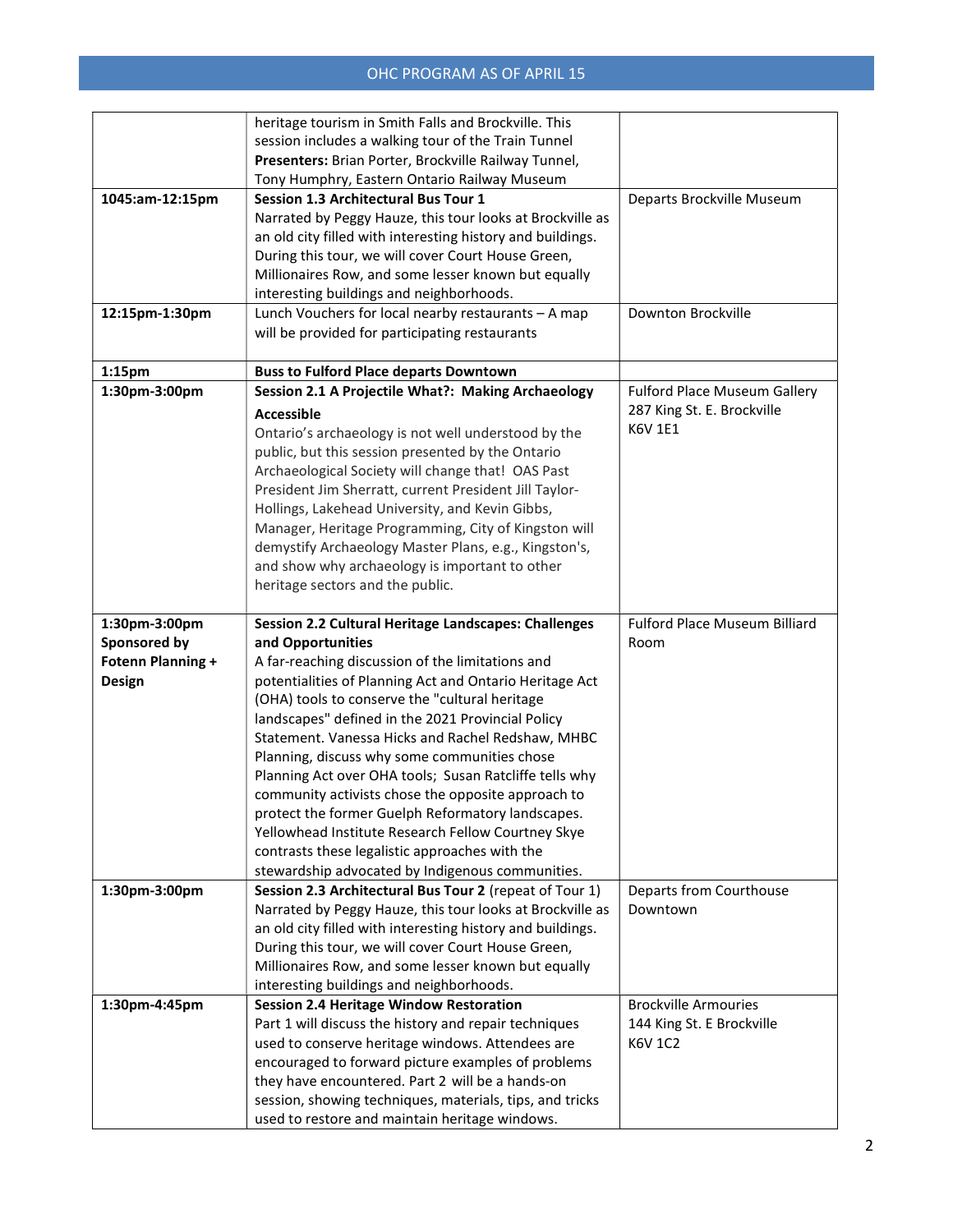| | | |
|---|---|---|
| | heritage tourism in Smith Falls and Brockville. This session includes a walking tour of the Train Tunnel **Presenters:** Brian Porter, Brockville Railway Tunnel, Tony Humphry, Eastern Ontario Railway Museum | |
| **1045:am-12:15pm** | **Session 1.3 Architectural Bus Tour 1** Narrated by Peggy Hauze, this tour looks at Brockville as an old city filled with interesting history and buildings. During this tour, we will cover Court House Green, Millionaires Row, and some lesser known but equally interesting buildings and neighborhoods. | Departs Brockville Museum |
| **12:15pm-1:30pm** | Lunch Vouchers for local nearby restaurants – A map will be provided for participating restaurants | Downton Brockville |
| **1:15pm** | **Buss to Fulford Place departs Downtown** | |
| **1:30pm-3:00pm** | **Session 2.1 A Projectile What?: Making Archaeology Accessible** Ontario's archaeology is not well understood by the public, but this session presented by the Ontario Archaeological Society will change that! OAS Past President Jim Sherratt, current President Jill Taylor-Hollings, Lakehead University, and Kevin Gibbs, Manager, Heritage Programming, City of Kingston will demystify Archaeology Master Plans, e.g., Kingston's, and show why archaeology is important to other heritage sectors and the public. | Fulford Place Museum Gallery 287 King St. E. Brockville K6V 1E1 |
| **1:30pm-3:00pm Sponsored by Fotenn Planning + Design** | **Session 2.2 Cultural Heritage Landscapes: Challenges and Opportunities** A far-reaching discussion of the limitations and potentialities of Planning Act and Ontario Heritage Act (OHA) tools to conserve the "cultural heritage landscapes" defined in the 2021 Provincial Policy Statement. Vanessa Hicks and Rachel Redshaw, MHBC Planning, discuss why some communities chose Planning Act over OHA tools; Susan Ratcliffe tells why community activists chose the opposite approach to protect the former Guelph Reformatory landscapes. Yellowhead Institute Research Fellow Courtney Skye contrasts these legalistic approaches with the stewardship advocated by Indigenous communities. | Fulford Place Museum Billiard Room |
| **1:30pm-3:00pm** | **Session 2.3 Architectural Bus Tour 2** (repeat of Tour 1) Narrated by Peggy Hauze, this tour looks at Brockville as an old city filled with interesting history and buildings. During this tour, we will cover Court House Green, Millionaires Row, and some lesser known but equally interesting buildings and neighborhoods. | Departs from Courthouse Downtown |
| **1:30pm-4:45pm** | **Session 2.4 Heritage Window Restoration** Part 1 will discuss the history and repair techniques used to conserve heritage windows. Attendees are encouraged to forward picture examples of problems they have encountered. Part 2 will be a hands-on session, showing techniques, materials, tips, and tricks used to restore and maintain heritage windows. | Brockville Armouries 144 King St. E Brockville K6V 1C2 |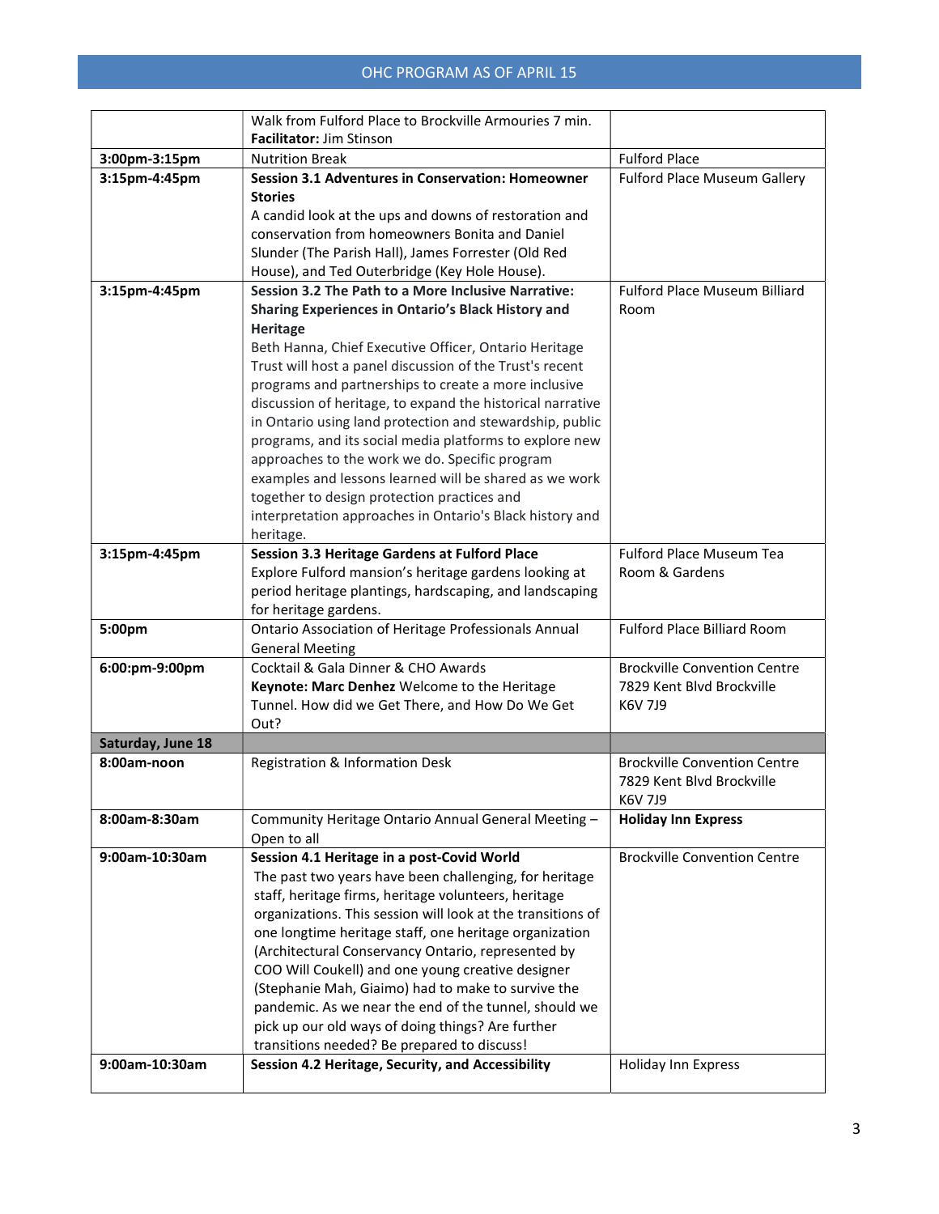| | | |
|---|---|---|
| | Walk from Fulford Place to Brockville Armouries 7 min. **Facilitator:** Jim Stinson | |
| **3:00pm-3:15pm** | Nutrition Break | Fulford Place |
| **3:15pm-4:45pm** | **Session 3.1 Adventures in Conservation: Homeowner Stories** A candid look at the ups and downs of restoration and conservation from homeowners Bonita and Daniel Slunder (The Parish Hall), James Forrester (Old Red House), and Ted Outerbridge (Key Hole House). | Fulford Place Museum Gallery |
| **3:15pm-4:45pm** | **Session 3.2 The Path to a More Inclusive Narrative: Sharing Experiences in Ontario's Black History and Heritage** Beth Hanna, Chief Executive Officer, Ontario Heritage Trust will host a panel discussion of the Trust's recent programs and partnerships to create a more inclusive discussion of heritage, to expand the historical narrative in Ontario using land protection and stewardship, public programs, and its social media platforms to explore new approaches to the work we do. Specific program examples and lessons learned will be shared as we work together to design protection practices and interpretation approaches in Ontario's Black history and heritage. | Fulford Place Museum Billiard Room |
| **3:15pm-4:45pm** | **Session 3.3 Heritage Gardens at Fulford Place** Explore Fulford mansion's heritage gardens looking at period heritage plantings, hardscaping, and landscaping for heritage gardens. | Fulford Place Museum Tea Room & Gardens |
| **5:00pm** | Ontario Association of Heritage Professionals Annual General Meeting | Fulford Place Billiard Room |
| **6:00:pm-9:00pm** | Cocktail & Gala Dinner & CHO Awards **Keynote: Marc Denhez** Welcome to the Heritage Tunnel. How did we Get There, and How Do We Get Out? | Brockville Convention Centre 7829 Kent Blvd Brockville K6V 7J9 |
| **Saturday, June 18** | | |
| **8:00am-noon** | Registration & Information Desk | Brockville Convention Centre 7829 Kent Blvd Brockville K6V 7J9 |
| **8:00am-8:30am** | Community Heritage Ontario Annual General Meeting – Open to all | **Holiday Inn Express** |
| **9:00am-10:30am** | **Session 4.1 Heritage in a post-Covid World** The past two years have been challenging, for heritage staff, heritage firms, heritage volunteers, heritage organizations. This session will look at the transitions of one longtime heritage staff, one heritage organization (Architectural Conservancy Ontario, represented by COO Will Coukell) and one young creative designer (Stephanie Mah, Giaimo) had to make to survive the pandemic. As we near the end of the tunnel, should we pick up our old ways of doing things? Are further transitions needed? Be prepared to discuss! | Brockville Convention Centre |
| **9:00am-10:30am** | **Session 4.2 Heritage, Security, and Accessibility** | Holiday Inn Express |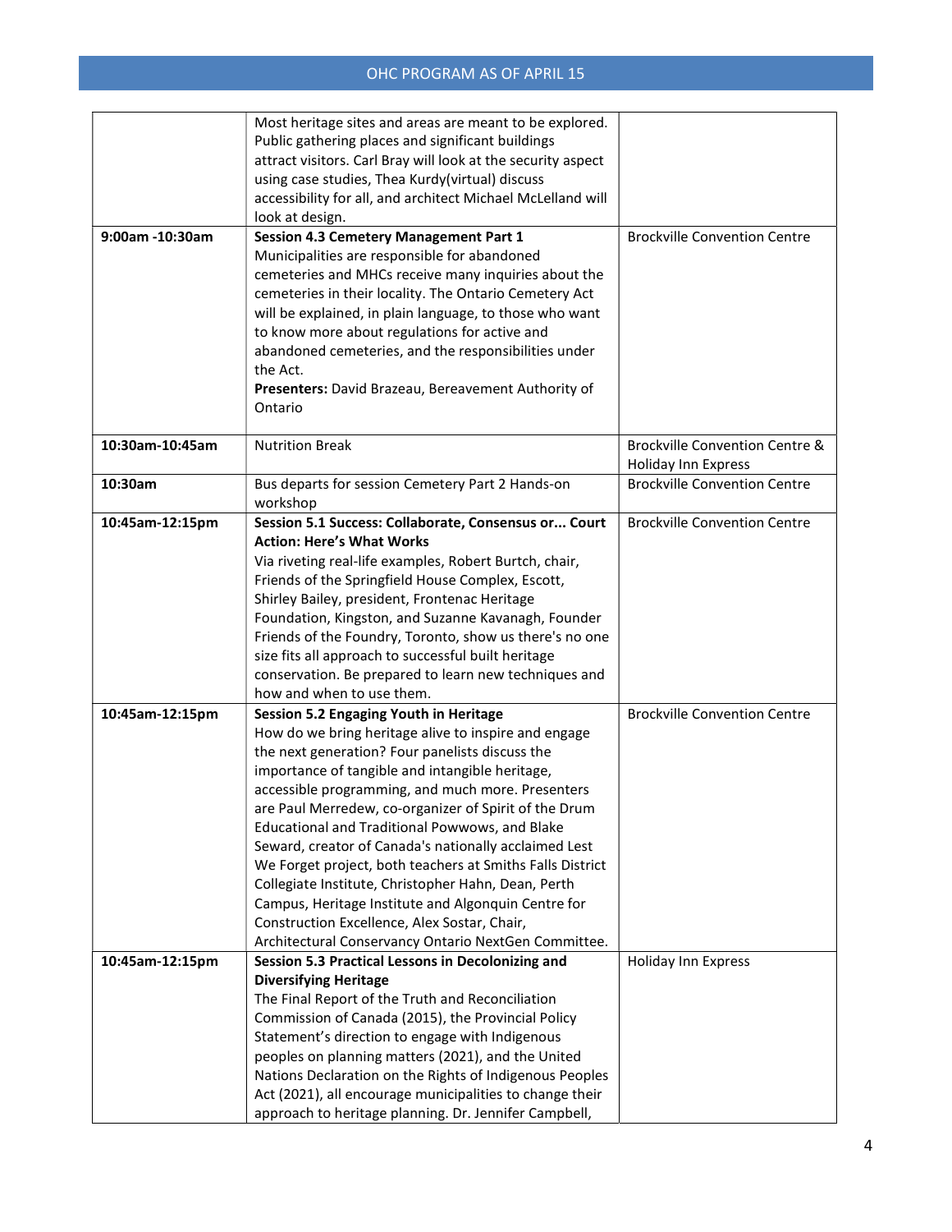| | | |
|---|---|---|
| | Most heritage sites and areas are meant to be explored. Public gathering places and significant buildings attract visitors. Carl Bray will look at the security aspect using case studies, Thea Kurdy(virtual) discuss accessibility for all, and architect Michael McLelland will look at design. | |
| **9:00am -10:30am** | **Session 4.3 Cemetery Management Part 1** Municipalities are responsible for abandoned cemeteries and MHCs receive many inquiries about the cemeteries in their locality. The Ontario Cemetery Act will be explained, in plain language, to those who want to know more about regulations for active and abandoned cemeteries, and the responsibilities under the Act. **Presenters:** David Brazeau, Bereavement Authority of Ontario | Brockville Convention Centre |
| **10:30am-10:45am** | Nutrition Break | Brockville Convention Centre & Holiday Inn Express |
| **10:30am** | Bus departs for session Cemetery Part 2 Hands-on workshop | Brockville Convention Centre |
| **10:45am-12:15pm** | **Session 5.1 Success: Collaborate, Consensus or... Court Action: Here's What Works** Via riveting real-life examples, Robert Burtch, chair, Friends of the Springfield House Complex, Escott, Shirley Bailey, president, Frontenac Heritage Foundation, Kingston, and Suzanne Kavanagh, Founder Friends of the Foundry, Toronto, show us there's no one size fits all approach to successful built heritage conservation. Be prepared to learn new techniques and how and when to use them. | Brockville Convention Centre |
| **10:45am-12:15pm** | **Session 5.2 Engaging Youth in Heritage** How do we bring heritage alive to inspire and engage the next generation? Four panelists discuss the importance of tangible and intangible heritage, accessible programming, and much more. Presenters are Paul Merredew, co-organizer of Spirit of the Drum Educational and Traditional Powwows, and Blake Seward, creator of Canada's nationally acclaimed Lest We Forget project, both teachers at Smiths Falls District Collegiate Institute, Christopher Hahn, Dean, Perth Campus, Heritage Institute and Algonquin Centre for Construction Excellence, Alex Sostar, Chair, Architectural Conservancy Ontario NextGen Committee. | Brockville Convention Centre |
| **10:45am-12:15pm** | **Session 5.3 Practical Lessons in Decolonizing and Diversifying Heritage** The Final Report of the Truth and Reconciliation Commission of Canada (2015), the Provincial Policy Statement's direction to engage with Indigenous peoples on planning matters (2021), and the United Nations Declaration on the Rights of Indigenous Peoples Act (2021), all encourage municipalities to change their approach to heritage planning. Dr. Jennifer Campbell, | Holiday Inn Express |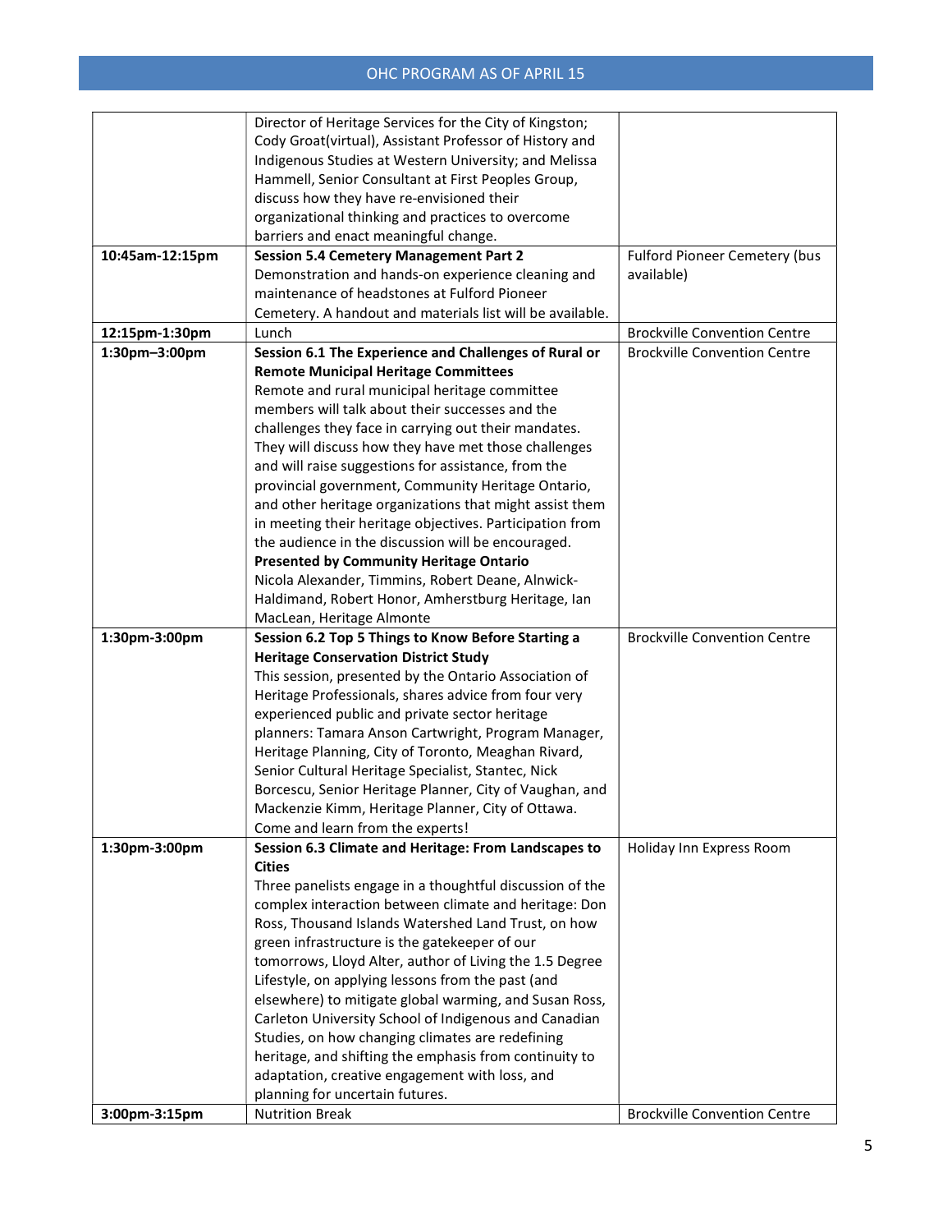| | | |
|---|---|---|
| | Director of Heritage Services for the City of Kingston; Cody Groat(virtual), Assistant Professor of History and Indigenous Studies at Western University; and Melissa Hammell, Senior Consultant at First Peoples Group, discuss how they have re-envisioned their organizational thinking and practices to overcome barriers and enact meaningful change. | |
| **10:45am-12:15pm** | **Session 5.4 Cemetery Management Part 2** Demonstration and hands-on experience cleaning and maintenance of headstones at Fulford Pioneer Cemetery. A handout and materials list will be available. | Fulford Pioneer Cemetery (bus available) |
| **12:15pm-1:30pm** | Lunch | Brockville Convention Centre |
| **1:30pm–3:00pm** | **Session 6.1 The Experience and Challenges of Rural or Remote Municipal Heritage Committees** Remote and rural municipal heritage committee members will talk about their successes and the challenges they face in carrying out their mandates. They will discuss how they have met those challenges and will raise suggestions for assistance, from the provincial government, Community Heritage Ontario, and other heritage organizations that might assist them in meeting their heritage objectives. Participation from the audience in the discussion will be encouraged. **Presented by Community Heritage Ontario** Nicola Alexander, Timmins, Robert Deane, Alnwick-Haldimand, Robert Honor, Amherstburg Heritage, Ian MacLean, Heritage Almonte | Brockville Convention Centre |
| **1:30pm-3:00pm** | **Session 6.2 Top 5 Things to Know Before Starting a Heritage Conservation District Study** This session, presented by the Ontario Association of Heritage Professionals, shares advice from four very experienced public and private sector heritage planners: Tamara Anson Cartwright, Program Manager, Heritage Planning, City of Toronto, Meaghan Rivard, Senior Cultural Heritage Specialist, Stantec, Nick Borcescu, Senior Heritage Planner, City of Vaughan, and Mackenzie Kimm, Heritage Planner, City of Ottawa. Come and learn from the experts! | Brockville Convention Centre |
| **1:30pm-3:00pm** | **Session 6.3 Climate and Heritage: From Landscapes to Cities** Three panelists engage in a thoughtful discussion of the complex interaction between climate and heritage: Don Ross, Thousand Islands Watershed Land Trust, on how green infrastructure is the gatekeeper of our tomorrows, Lloyd Alter, author of Living the 1.5 Degree Lifestyle, on applying lessons from the past (and elsewhere) to mitigate global warming, and Susan Ross, Carleton University School of Indigenous and Canadian Studies, on how changing climates are redefining heritage, and shifting the emphasis from continuity to adaptation, creative engagement with loss, and planning for uncertain futures. | Holiday Inn Express Room |
| **3:00pm-3:15pm** | Nutrition Break | Brockville Convention Centre |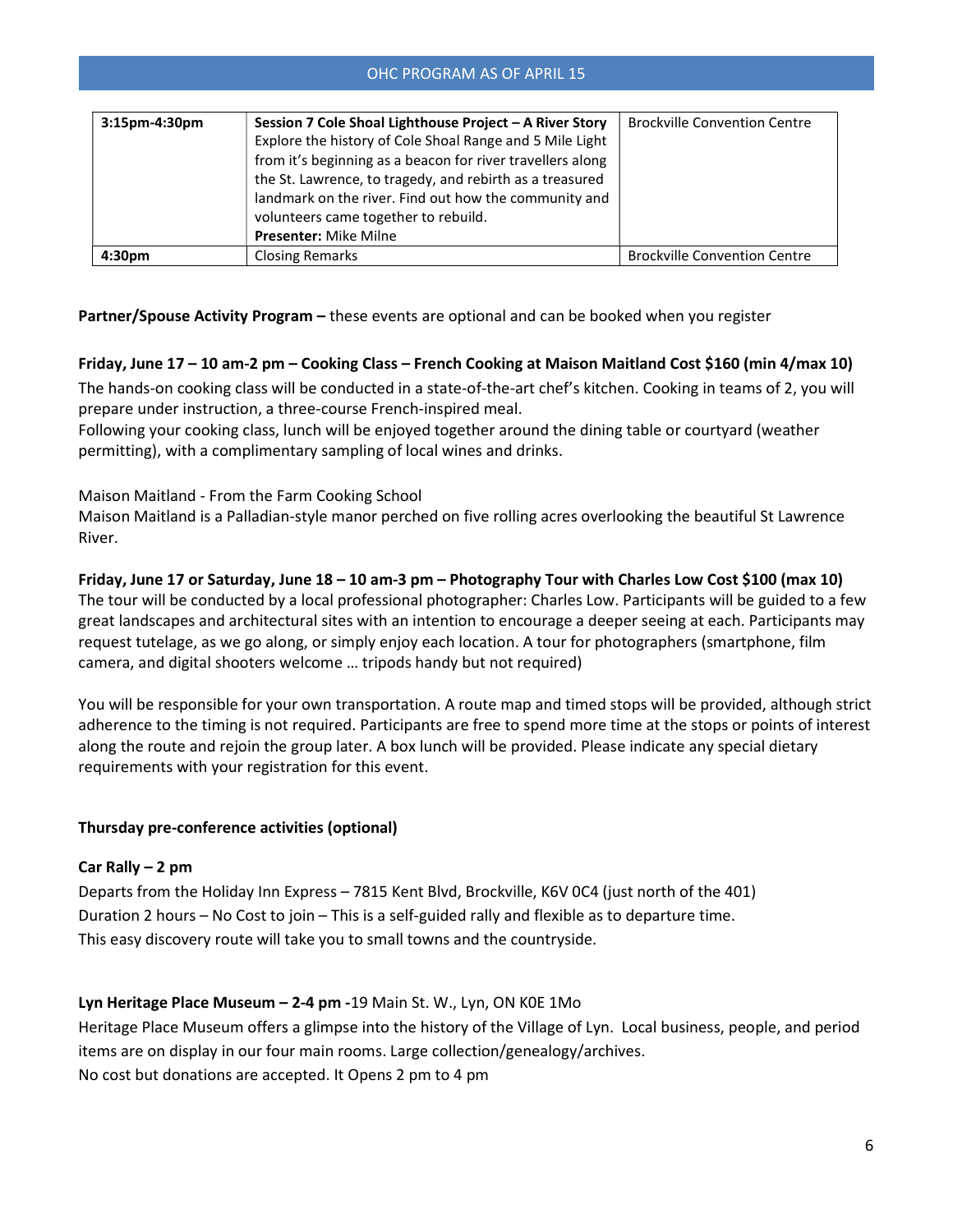| | | |
|---|---|---|
| 3:15pm-4:30pm | **Session 7 Cole Shoal Lighthouse Project – A River Story** Explore the history of Cole Shoal Range and 5 Mile Light from it's beginning as a beacon for river travellers along the St. Lawrence, to tragedy, and rebirth as a treasured landmark on the river. Find out how the community and volunteers came together to rebuild. **Presenter:** Mike Milne | Brockville Convention Centre |
| 4:30pm | Closing Remarks | Brockville Convention Centre |

**Partner/Spouse Activity Program –** these events are optional and can be booked when you register

**Friday, June 17 – 10 am-2 pm – Cooking Class – French Cooking at Maison Maitland Cost $160 (min 4/max 10)**

The hands-on cooking class will be conducted in a state-of-the-art chef's kitchen. Cooking in teams of 2, you will prepare under instruction, a three-course French-inspired meal.
Following your cooking class, lunch will be enjoyed together around the dining table or courtyard (weather permitting), with a complimentary sampling of local wines and drinks.

Maison Maitland - From the Farm Cooking School
Maison Maitland is a Palladian-style manor perched on five rolling acres overlooking the beautiful St Lawrence River.

**Friday, June 17 or Saturday, June 18 – 10 am-3 pm – Photography Tour with Charles Low Cost $100 (max 10)**
The tour will be conducted by a local professional photographer: Charles Low. Participants will be guided to a few great landscapes and architectural sites with an intention to encourage a deeper seeing at each. Participants may request tutelage, as we go along, or simply enjoy each location. A tour for photographers (smartphone, film camera, and digital shooters welcome … tripods handy but not required)

You will be responsible for your own transportation. A route map and timed stops will be provided, although strict adherence to the timing is not required. Participants are free to spend more time at the stops or points of interest along the route and rejoin the group later. A box lunch will be provided. Please indicate any special dietary requirements with your registration for this event.

**Thursday pre-conference activities (optional)**

**Car Rally – 2 pm**

Departs from the Holiday Inn Express – 7815 Kent Blvd, Brockville, K6V 0C4 (just north of the 401)
Duration 2 hours – No Cost to join – This is a self-guided rally and flexible as to departure time.
This easy discovery route will take you to small towns and the countryside.

**Lyn Heritage Place Museum – 2-4 pm -**19 Main St. W., Lyn, ON K0E 1Mo
Heritage Place Museum offers a glimpse into the history of the Village of Lyn. Local business, people, and period items are on display in our four main rooms. Large collection/genealogy/archives.
No cost but donations are accepted. It Opens 2 pm to 4 pm